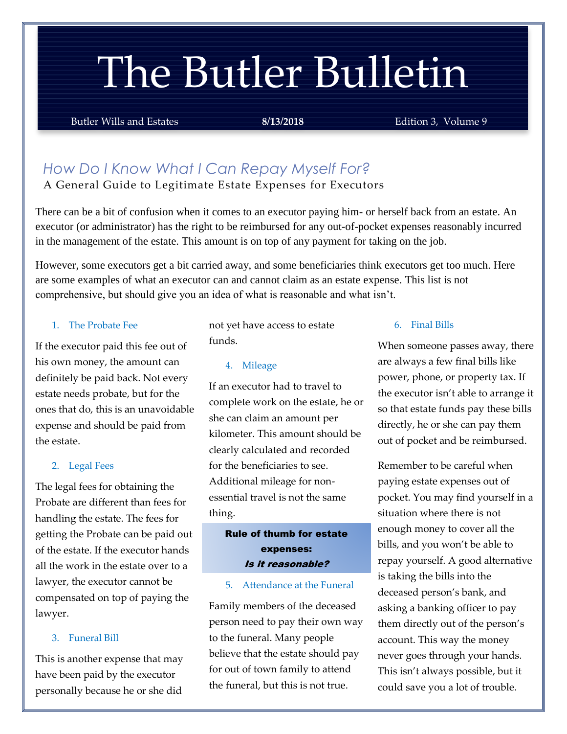# The Butler Bulletin

Butler Wills and Estates **8/13/2018** Edition 3, Volume 9

## *How Do I Know What I Can Repay Myself For?*

### A General Guide to Legitimate Estate Expenses for Executors

There can be a bit of confusion when it comes to an executor paying him- or herself back from an estate. An executor (or administrator) has the right to be reimbursed for any out-of-pocket expenses reasonably incurred in the management of the estate. This amount is on top of any payment for taking on the job.

However, some executors get a bit carried away, and some beneficiaries think executors get too much. Here are some examples of what an executor can and cannot claim as an estate expense. This list is not comprehensive, but should give you an idea of what is reasonable and what isn't.

1. The Probate Fee

If the executor paid this fee out of his own money, the amount can definitely be paid back. Not every estate needs probate, but for the ones that do, this is an unavoidable expense and should be paid from the estate.

2. Legal Fees

The legal fees for obtaining the Probate are different than fees for handling the estate. The fees for getting the Probate can be paid out of the estate. If the executor hands all the work in the estate over to a lawyer, the executor cannot be compensated on top of paying the lawyer.

3. Funeral Bill

This is another expense that may have been paid by the executor personally because he or she did not yet have access to estate funds.

4. Mileage

If an executor had to travel to complete work on the estate, he or she can claim an amount per kilometer. This amount should be clearly calculated and recorded for the beneficiaries to see. Additional mileage for non-essential travel is not the same thing.

**Rule of thumb for estate expenses:**
***Is it reasonable?***

5. Attendance at the Funeral

Family members of the deceased person need to pay their own way to the funeral. Many people believe that the estate should pay for out of town family to attend the funeral, but this is not true.

6. Final Bills

When someone passes away, there are always a few final bills like power, phone, or property tax. If the executor isn't able to arrange it so that estate funds pay these bills directly, he or she can pay them out of pocket and be reimbursed.

Remember to be careful when paying estate expenses out of pocket. You may find yourself in a situation where there is not enough money to cover all the bills, and you won't be able to repay yourself. A good alternative is taking the bills into the deceased person's bank, and asking a banking officer to pay them directly out of the person's account. This way the money never goes through your hands. This isn't always possible, but it could save you a lot of trouble.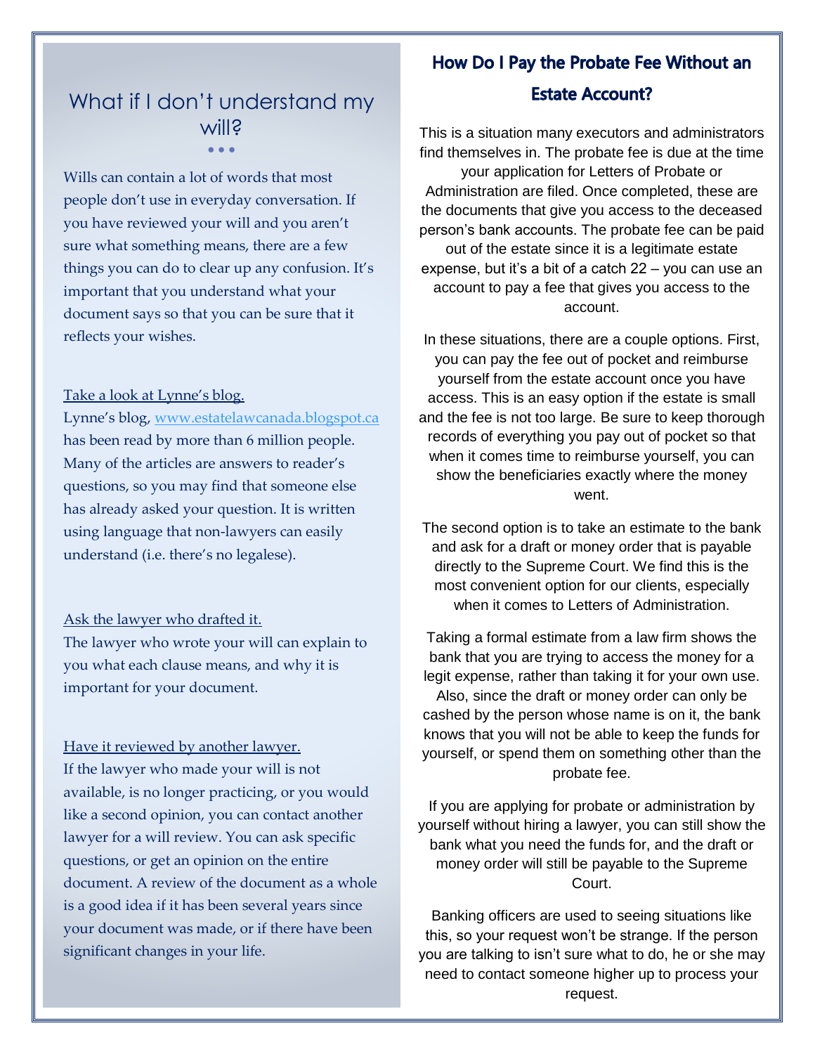## What if I don't understand my will?

Wills can contain a lot of words that most people don't use in everyday conversation. If you have reviewed your will and you aren't sure what something means, there are a few things you can do to clear up any confusion. It's important that you understand what your document says so that you can be sure that it reflects your wishes.

Take a look at Lynne's blog.

Lynne's blog, www.estatelawcanada.blogspot.ca has been read by more than 6 million people. Many of the articles are answers to reader's questions, so you may find that someone else has already asked your question. It is written using language that non-lawyers can easily understand (i.e. there's no legalese).

Ask the lawyer who drafted it.

The lawyer who wrote your will can explain to you what each clause means, and why it is important for your document.

Have it reviewed by another lawyer.

If the lawyer who made your will is not available, is no longer practicing, or you would like a second opinion, you can contact another lawyer for a will review. You can ask specific questions, or get an opinion on the entire document. A review of the document as a whole is a good idea if it has been several years since your document was made, or if there have been significant changes in your life.

## How Do I Pay the Probate Fee Without an Estate Account?

This is a situation many executors and administrators find themselves in. The probate fee is due at the time your application for Letters of Probate or Administration are filed. Once completed, these are the documents that give you access to the deceased person's bank accounts. The probate fee can be paid out of the estate since it is a legitimate estate expense, but it's a bit of a catch 22 – you can use an account to pay a fee that gives you access to the account.

In these situations, there are a couple options. First, you can pay the fee out of pocket and reimburse yourself from the estate account once you have access. This is an easy option if the estate is small and the fee is not too large. Be sure to keep thorough records of everything you pay out of pocket so that when it comes time to reimburse yourself, you can show the beneficiaries exactly where the money went.

The second option is to take an estimate to the bank and ask for a draft or money order that is payable directly to the Supreme Court. We find this is the most convenient option for our clients, especially when it comes to Letters of Administration.

Taking a formal estimate from a law firm shows the bank that you are trying to access the money for a legit expense, rather than taking it for your own use. Also, since the draft or money order can only be cashed by the person whose name is on it, the bank knows that you will not be able to keep the funds for yourself, or spend them on something other than the probate fee.

If you are applying for probate or administration by yourself without hiring a lawyer, you can still show the bank what you need the funds for, and the draft or money order will still be payable to the Supreme Court.

Banking officers are used to seeing situations like this, so your request won't be strange. If the person you are talking to isn't sure what to do, he or she may need to contact someone higher up to process your request.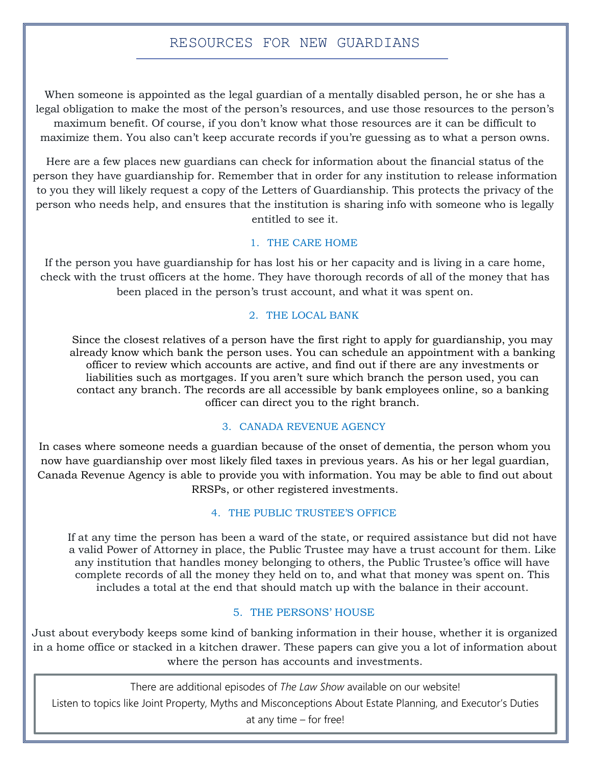# RESOURCES FOR NEW GUARDIANS

When someone is appointed as the legal guardian of a mentally disabled person, he or she has a legal obligation to make the most of the person's resources, and use those resources to the person's maximum benefit. Of course, if you don't know what those resources are it can be difficult to maximize them. You also can't keep accurate records if you're guessing as to what a person owns.

Here are a few places new guardians can check for information about the financial status of the person they have guardianship for. Remember that in order for any institution to release information to you they will likely request a copy of the Letters of Guardianship. This protects the privacy of the person who needs help, and ensures that the institution is sharing info with someone who is legally entitled to see it.

## 1. THE CARE HOME

If the person you have guardianship for has lost his or her capacity and is living in a care home, check with the trust officers at the home. They have thorough records of all of the money that has been placed in the person's trust account, and what it was spent on.

## 2. THE LOCAL BANK

Since the closest relatives of a person have the first right to apply for guardianship, you may already know which bank the person uses. You can schedule an appointment with a banking officer to review which accounts are active, and find out if there are any investments or liabilities such as mortgages. If you aren't sure which branch the person used, you can contact any branch. The records are all accessible by bank employees online, so a banking officer can direct you to the right branch.

## 3. CANADA REVENUE AGENCY

In cases where someone needs a guardian because of the onset of dementia, the person whom you now have guardianship over most likely filed taxes in previous years. As his or her legal guardian, Canada Revenue Agency is able to provide you with information. You may be able to find out about RRSPs, or other registered investments.

## 4. THE PUBLIC TRUSTEE'S OFFICE

If at any time the person has been a ward of the state, or required assistance but did not have a valid Power of Attorney in place, the Public Trustee may have a trust account for them. Like any institution that handles money belonging to others, the Public Trustee's office will have complete records of all the money they held on to, and what that money was spent on. This includes a total at the end that should match up with the balance in their account.

## 5. THE PERSONS' HOUSE

Just about everybody keeps some kind of banking information in their house, whether it is organized in a home office or stacked in a kitchen drawer. These papers can give you a lot of information about where the person has accounts and investments.

There are additional episodes of *The Law Show* available on our website!
Listen to topics like Joint Property, Myths and Misconceptions About Estate Planning, and Executor's Duties at any time – for free!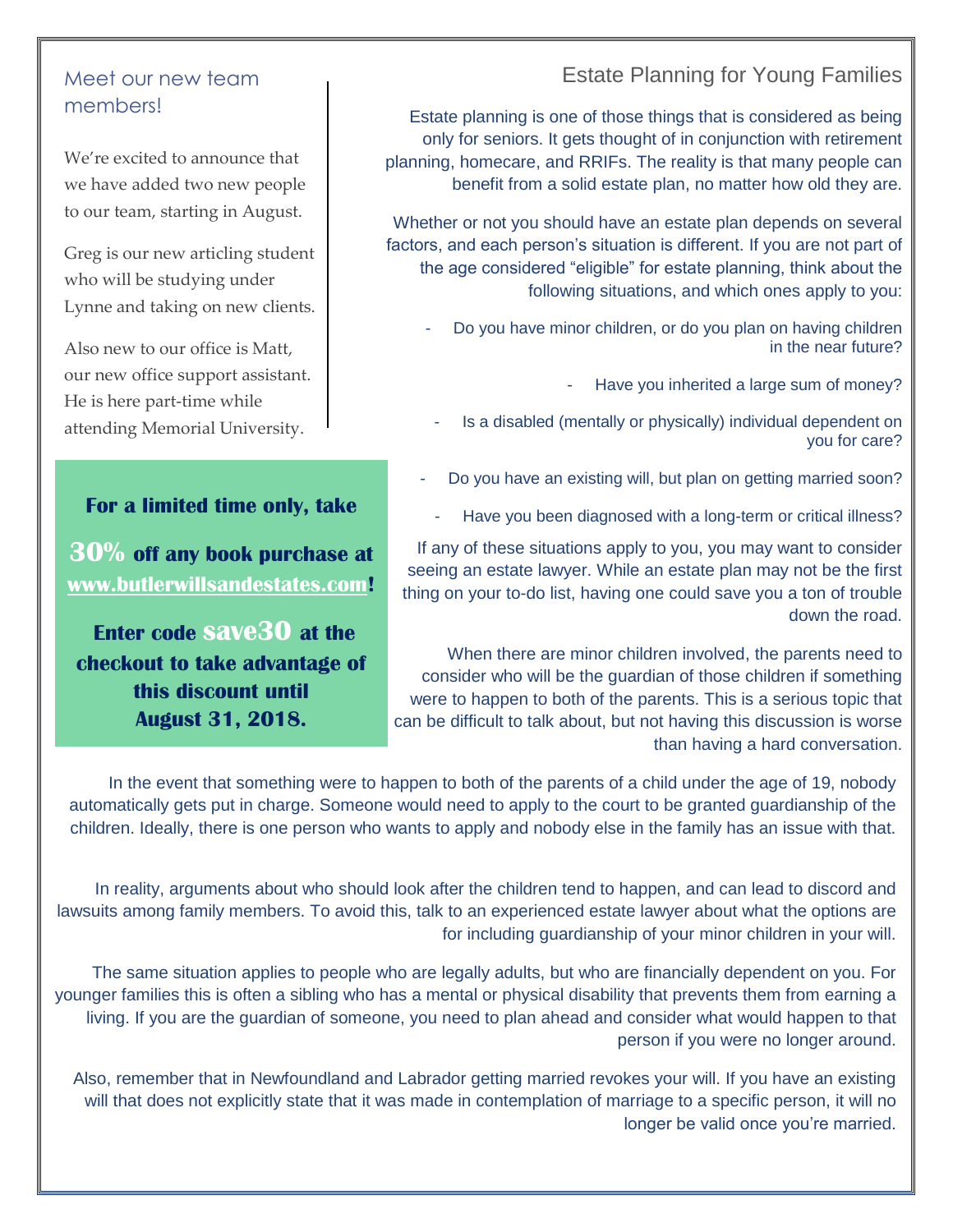## Meet our new team members!

We're excited to announce that we have added two new people to our team, starting in August.

Greg is our new articling student who will be studying under Lynne and taking on new clients.

Also new to our office is Matt, our new office support assistant. He is here part-time while attending Memorial University.

**For a limited time only, take 30% off any book purchase at www.butlerwillsandestates.com!**

**Enter code save30 at the checkout to take advantage of this discount until August 31, 2018.**

## Estate Planning for Young Families

Estate planning is one of those things that is considered as being only for seniors. It gets thought of in conjunction with retirement planning, homecare, and RRIFs. The reality is that many people can benefit from a solid estate plan, no matter how old they are.

Whether or not you should have an estate plan depends on several factors, and each person's situation is different. If you are not part of the age considered "eligible" for estate planning, think about the following situations, and which ones apply to you:

- Do you have minor children, or do you plan on having children in the near future?
- Have you inherited a large sum of money?
- Is a disabled (mentally or physically) individual dependent on you for care?
- Do you have an existing will, but plan on getting married soon?
- Have you been diagnosed with a long-term or critical illness?

If any of these situations apply to you, you may want to consider seeing an estate lawyer. While an estate plan may not be the first thing on your to-do list, having one could save you a ton of trouble down the road.

When there are minor children involved, the parents need to consider who will be the guardian of those children if something were to happen to both of the parents. This is a serious topic that can be difficult to talk about, but not having this discussion is worse than having a hard conversation.

In the event that something were to happen to both of the parents of a child under the age of 19, nobody automatically gets put in charge. Someone would need to apply to the court to be granted guardianship of the children. Ideally, there is one person who wants to apply and nobody else in the family has an issue with that.

In reality, arguments about who should look after the children tend to happen, and can lead to discord and lawsuits among family members. To avoid this, talk to an experienced estate lawyer about what the options are for including guardianship of your minor children in your will.

The same situation applies to people who are legally adults, but who are financially dependent on you. For younger families this is often a sibling who has a mental or physical disability that prevents them from earning a living. If you are the guardian of someone, you need to plan ahead and consider what would happen to that person if you were no longer around.

Also, remember that in Newfoundland and Labrador getting married revokes your will. If you have an existing will that does not explicitly state that it was made in contemplation of marriage to a specific person, it will no longer be valid once you're married.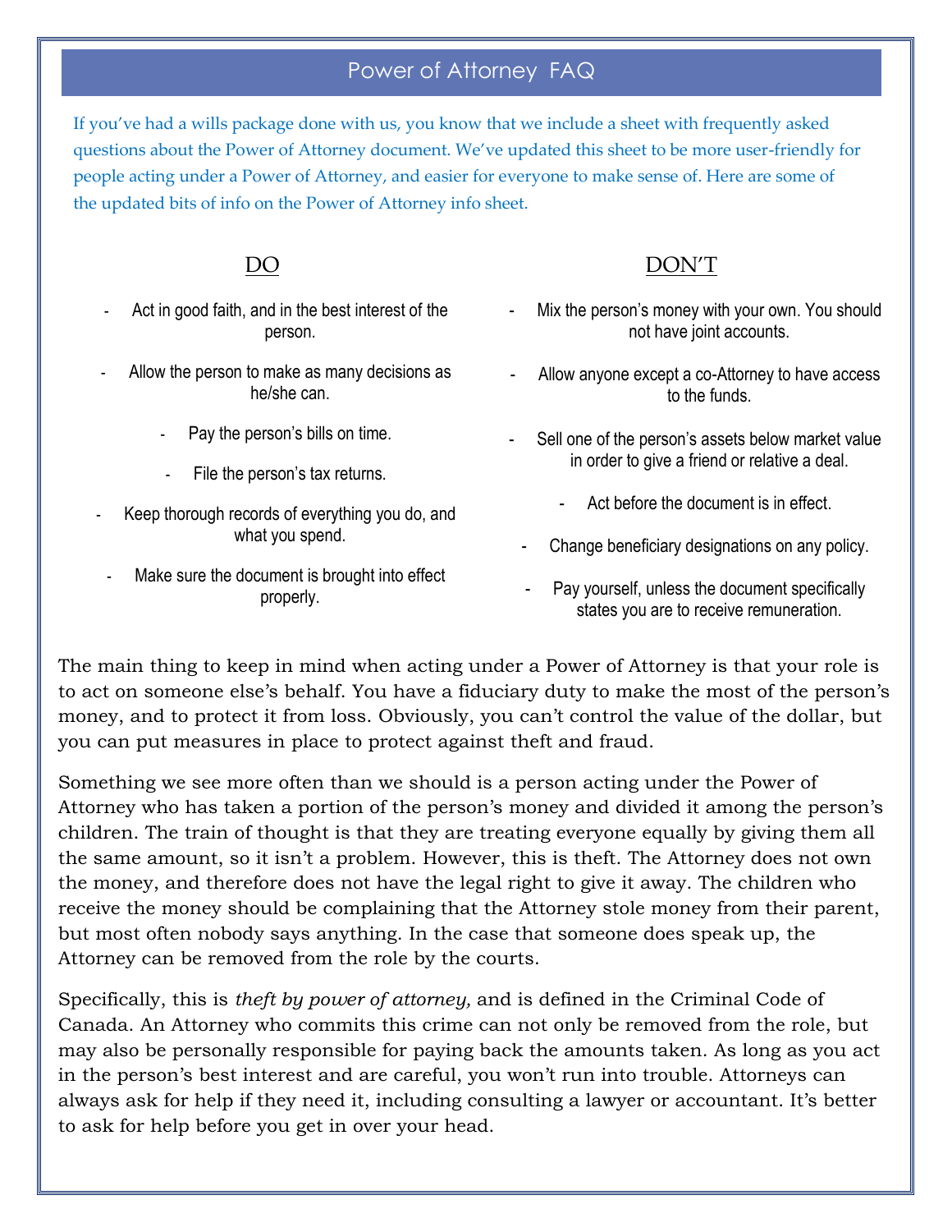## Power of Attorney FAQ

If you've had a wills package done with us, you know that we include a sheet with frequently asked questions about the Power of Attorney document. We've updated this sheet to be more user-friendly for people acting under a Power of Attorney, and easier for everyone to make sense of. Here are some of the updated bits of info on the Power of Attorney info sheet.

### DO

- Act in good faith, and in the best interest of the person.
- Allow the person to make as many decisions as he/she can.
- Pay the person's bills on time.
- File the person's tax returns.
- Keep thorough records of everything you do, and what you spend.
- Make sure the document is brought into effect properly.

### DON'T

- Mix the person's money with your own. You should not have joint accounts.
- Allow anyone except a co-Attorney to have access to the funds.
- Sell one of the person's assets below market value in order to give a friend or relative a deal.
- Act before the document is in effect.
- Change beneficiary designations on any policy.
- Pay yourself, unless the document specifically states you are to receive remuneration.

The main thing to keep in mind when acting under a Power of Attorney is that your role is to act on someone else's behalf. You have a fiduciary duty to make the most of the person's money, and to protect it from loss. Obviously, you can't control the value of the dollar, but you can put measures in place to protect against theft and fraud.

Something we see more often than we should is a person acting under the Power of Attorney who has taken a portion of the person's money and divided it among the person's children. The train of thought is that they are treating everyone equally by giving them all the same amount, so it isn't a problem. However, this is theft. The Attorney does not own the money, and therefore does not have the legal right to give it away. The children who receive the money should be complaining that the Attorney stole money from their parent, but most often nobody says anything. In the case that someone does speak up, the Attorney can be removed from the role by the courts.

Specifically, this is *theft by power of attorney,* and is defined in the Criminal Code of Canada. An Attorney who commits this crime can not only be removed from the role, but may also be personally responsible for paying back the amounts taken. As long as you act in the person's best interest and are careful, you won't run into trouble. Attorneys can always ask for help if they need it, including consulting a lawyer or accountant. It's better to ask for help before you get in over your head.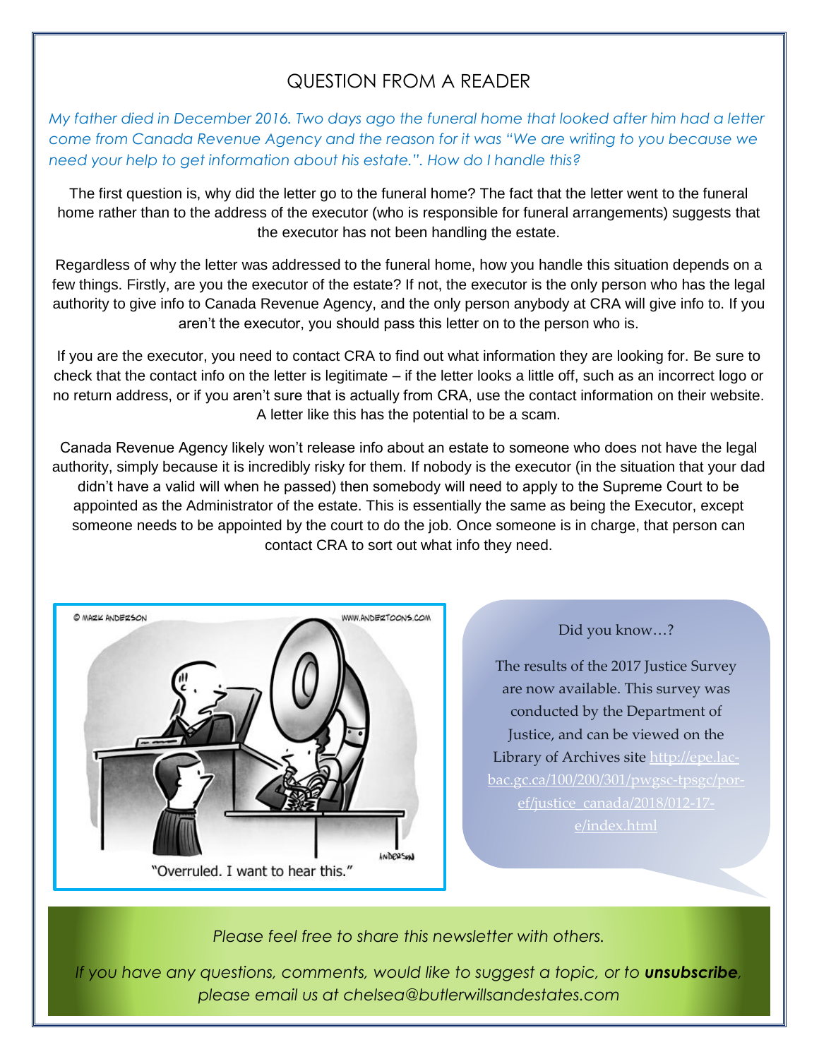## QUESTION FROM A READER

*My father died in December 2016. Two days ago the funeral home that looked after him had a letter come from Canada Revenue Agency and the reason for it was "We are writing to you because we need your help to get information about his estate.". How do I handle this?*

The first question is, why did the letter go to the funeral home? The fact that the letter went to the funeral home rather than to the address of the executor (who is responsible for funeral arrangements) suggests that the executor has not been handling the estate.

Regardless of why the letter was addressed to the funeral home, how you handle this situation depends on a few things. Firstly, are you the executor of the estate? If not, the executor is the only person who has the legal authority to give info to Canada Revenue Agency, and the only person anybody at CRA will give info to. If you aren't the executor, you should pass this letter on to the person who is.

If you are the executor, you need to contact CRA to find out what information they are looking for. Be sure to check that the contact info on the letter is legitimate – if the letter looks a little off, such as an incorrect logo or no return address, or if you aren't sure that is actually from CRA, use the contact information on their website. A letter like this has the potential to be a scam.

Canada Revenue Agency likely won't release info about an estate to someone who does not have the legal authority, simply because it is incredibly risky for them. If nobody is the executor (in the situation that your dad didn't have a valid will when he passed) then somebody will need to apply to the Supreme Court to be appointed as the Administrator of the estate. This is essentially the same as being the Executor, except someone needs to be appointed by the court to do the job. Once someone is in charge, that person can contact CRA to sort out what info they need.

"Overruled. I want to hear this."

Did you know…?

The results of the 2017 Justice Survey are now available. This survey was conducted by the Department of Justice, and can be viewed on the Library of Archives site http://epe.lac-bac.gc.ca/100/200/301/pwgsc-tpsgc/por-ef/justice_canada/2018/012-17-e/index.html

*Please feel free to share this newsletter with others.*

*If you have any questions, comments, would like to suggest a topic, or to **unsubscribe**, please email us at chelsea@butlerwillsandestates.com*